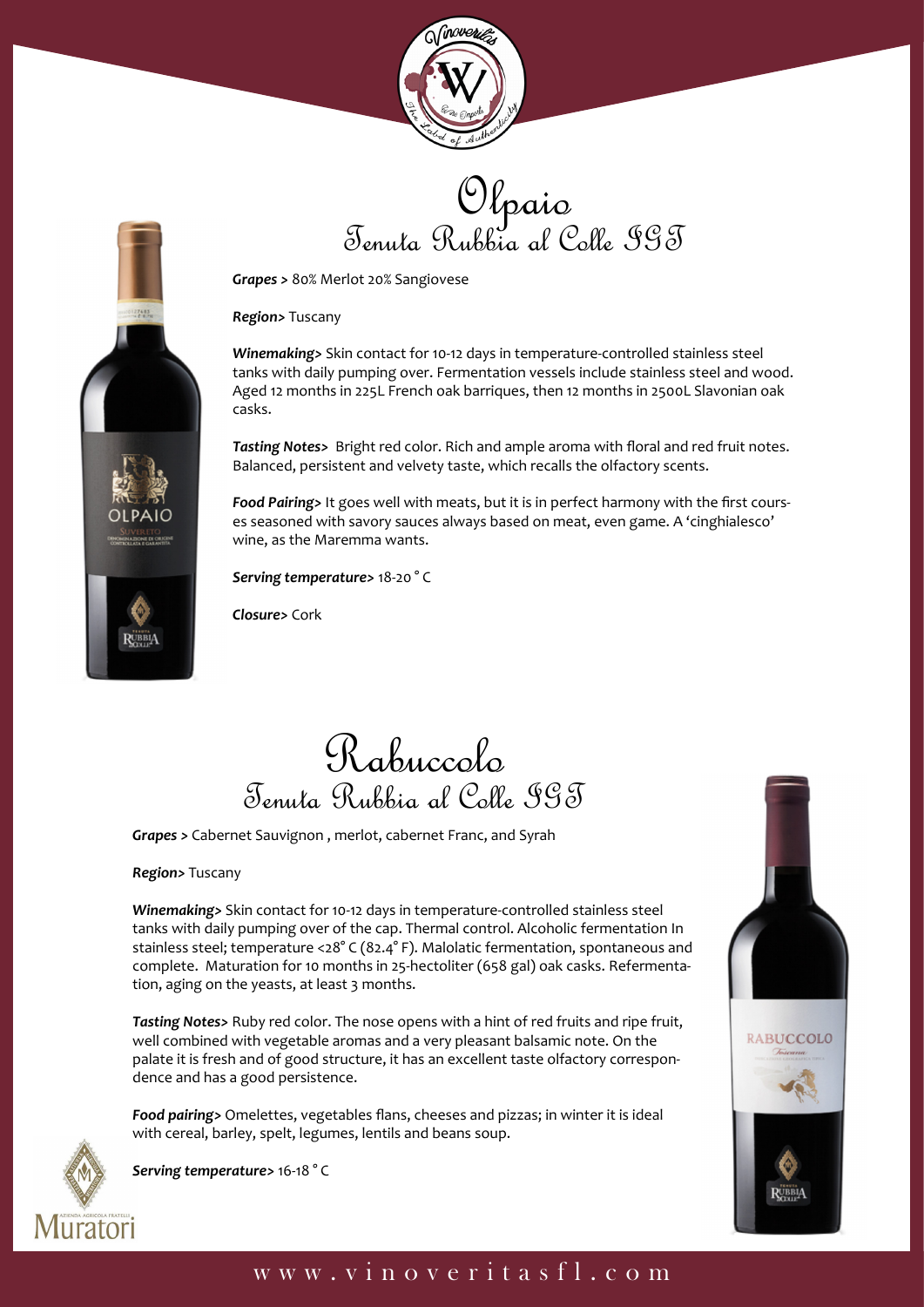# Olpaio
## Tenuta Rubbia al Colle IGT

***Grapes >*** 80% Merlot 20% Sangiovese

***Region>*** Tuscany

***Winemaking>*** Skin contact for 10-12 days in temperature-controlled stainless steel tanks with daily pumping over. Fermentation vessels include stainless steel and wood. Aged 12 months in 225L French oak barriques, then 12 months in 2500L Slavonian oak casks.

***Tasting Notes>*** Bright red color. Rich and ample aroma with floral and red fruit notes. Balanced, persistent and velvety taste, which recalls the olfactory scents.

***Food Pairing>*** It goes well with meats, but it is in perfect harmony with the first courses seasoned with savory sauces always based on meat, even game. A 'cinghialesco' wine, as the Maremma wants.

***Serving temperature>*** 18-20 ° C

***Closure>*** Cork

# Rabuccolo
## Tenuta Rubbia al Colle IGT

***Grapes >*** Cabernet Sauvignon , merlot, cabernet Franc, and Syrah

***Region>*** Tuscany

***Winemaking>*** Skin contact for 10-12 days in temperature-controlled stainless steel tanks with daily pumping over of the cap. Thermal control. Alcoholic fermentation In stainless steel; temperature <28° C (82.4° F). Malolatic fermentation, spontaneous and complete. Maturation for 10 months in 25-hectoliter (658 gal) oak casks. Refermentation, aging on the yeasts, at least 3 months.

***Tasting Notes>*** Ruby red color. The nose opens with a hint of red fruits and ripe fruit, well combined with vegetable aromas and a very pleasant balsamic note. On the palate it is fresh and of good structure, it has an excellent taste olfactory correspondence and has a good persistence.

***Food pairing>*** Omelettes, vegetables flans, cheeses and pizzas; in winter it is ideal with cereal, barley, spelt, legumes, lentils and beans soup.

***Serving temperature>*** 16-18 ° C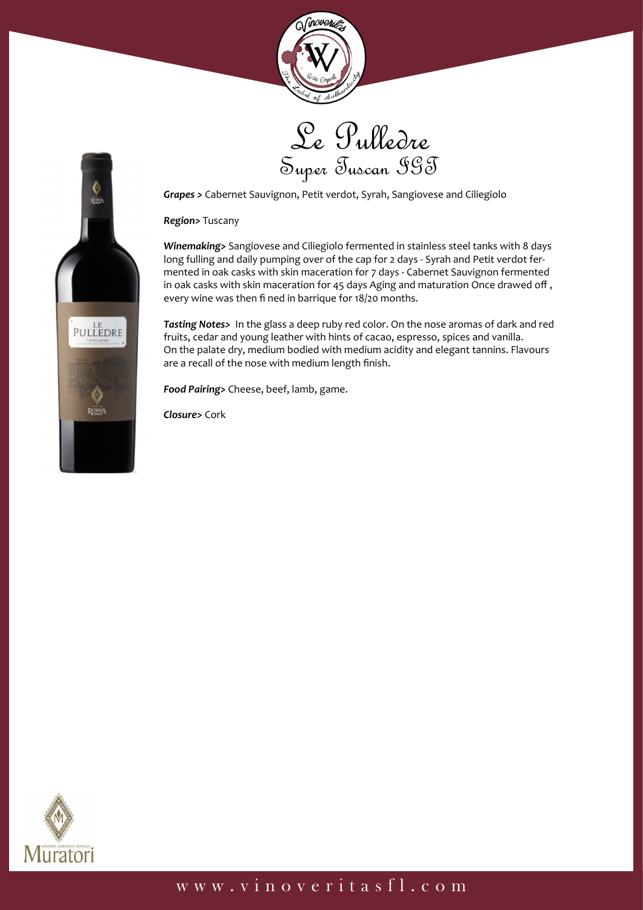# Le Pulledre

## Super Tuscan IGT

***Grapes >*** Cabernet Sauvignon, Petit verdot, Syrah, Sangiovese and Ciliegiolo

***Region>*** Tuscany

***Winemaking>*** Sangiovese and Ciliegiolo fermented in stainless steel tanks with 8 days long fulling and daily pumping over of the cap for 2 days - Syrah and Petit verdot fermented in oak casks with skin maceration for 7 days - Cabernet Sauvignon fermented in oak casks with skin maceration for 45 days Aging and maturation Once drawed off , every wine was then fi ned in barrique for 18/20 months.

***Tasting Notes>*** In the glass a deep ruby red color. On the nose aromas of dark and red fruits, cedar and young leather with hints of cacao, espresso, spices and vanilla. On the palate dry, medium bodied with medium acidity and elegant tannins. Flavours are a recall of the nose with medium length finish.

***Food Pairing>*** Cheese, beef, lamb, game.

***Closure>*** Cork

www.vinoveritasfl.com